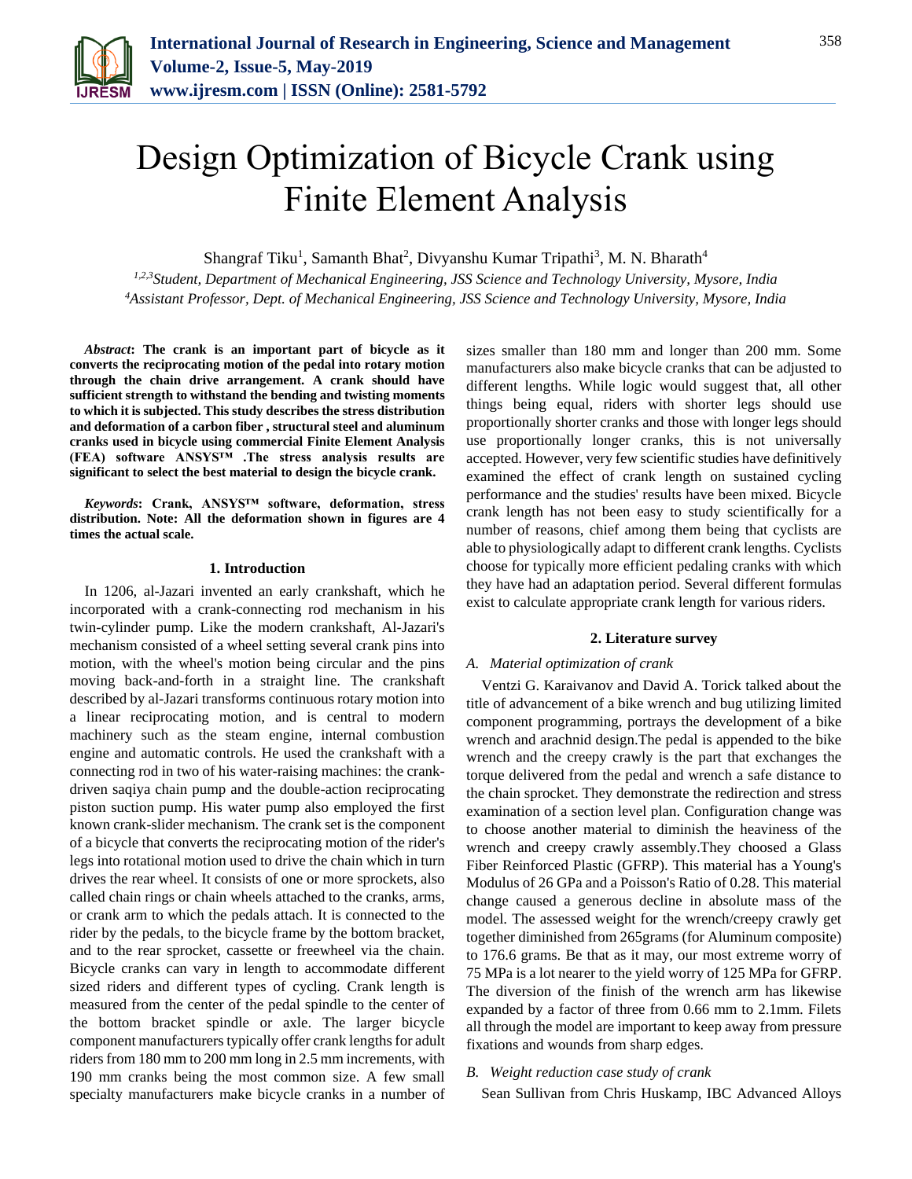# Design Optimization of Bicycle Crank using Finite Element Analysis

Shangraf Tiku[1], Samanth Bhat[2], Divyanshu Kumar Tripathi[3], M. N. Bharath[4]

[1,2,3]*Student, Department of Mechanical Engineering, JSS Science and Technology University, Mysore, India*
[4]*Assistant Professor, Dept. of Mechanical Engineering, JSS Science and Technology University, Mysore, India*

***Abstract*: The crank is an important part of bicycle as it converts the reciprocating motion of the pedal into rotary motion through the chain drive arrangement. A crank should have sufficient strength to withstand the bending and twisting moments to which it is subjected. This study describes the stress distribution and deformation of a carbon fiber , structural steel and aluminum cranks used in bicycle using commercial Finite Element Analysis (FEA) software ANSYS™ .The stress analysis results are significant to select the best material to design the bicycle crank.**

***Keywords*: Crank, ANSYS™ software, deformation, stress distribution. Note: All the deformation shown in figures are 4 times the actual scale.**

## 1. Introduction

In 1206, al-Jazari invented an early crankshaft, which he incorporated with a crank-connecting rod mechanism in his twin-cylinder pump. Like the modern crankshaft, Al-Jazari's mechanism consisted of a wheel setting several crank pins into motion, with the wheel's motion being circular and the pins moving back-and-forth in a straight line. The crankshaft described by al-Jazari transforms continuous rotary motion into a linear reciprocating motion, and is central to modern machinery such as the steam engine, internal combustion engine and automatic controls. He used the crankshaft with a connecting rod in two of his water-raising machines: the crank-driven saqiya chain pump and the double-action reciprocating piston suction pump. His water pump also employed the first known crank-slider mechanism. The crank set is the component of a bicycle that converts the reciprocating motion of the rider's legs into rotational motion used to drive the chain which in turn drives the rear wheel. It consists of one or more sprockets, also called chain rings or chain wheels attached to the cranks, arms, or crank arm to which the pedals attach. It is connected to the rider by the pedals, to the bicycle frame by the bottom bracket, and to the rear sprocket, cassette or freewheel via the chain. Bicycle cranks can vary in length to accommodate different sized riders and different types of cycling. Crank length is measured from the center of the pedal spindle to the center of the bottom bracket spindle or axle. The larger bicycle component manufacturers typically offer crank lengths for adult riders from 180 mm to 200 mm long in 2.5 mm increments, with 190 mm cranks being the most common size. A few small specialty manufacturers make bicycle cranks in a number of sizes smaller than 180 mm and longer than 200 mm. Some manufacturers also make bicycle cranks that can be adjusted to different lengths. While logic would suggest that, all other things being equal, riders with shorter legs should use proportionally shorter cranks and those with longer legs should use proportionally longer cranks, this is not universally accepted. However, very few scientific studies have definitively examined the effect of crank length on sustained cycling performance and the studies' results have been mixed. Bicycle crank length has not been easy to study scientifically for a number of reasons, chief among them being that cyclists are able to physiologically adapt to different crank lengths. Cyclists choose for typically more efficient pedaling cranks with which they have had an adaptation period. Several different formulas exist to calculate appropriate crank length for various riders.

## 2. Literature survey

### *A. Material optimization of crank*

Ventzi G. Karaivanov and David A. Torick talked about the title of advancement of a bike wrench and bug utilizing limited component programming, portrays the development of a bike wrench and arachnid design.The pedal is appended to the bike wrench and the creepy crawly is the part that exchanges the torque delivered from the pedal and wrench a safe distance to the chain sprocket. They demonstrate the redirection and stress examination of a section level plan. Configuration change was to choose another material to diminish the heaviness of the wrench and creepy crawly assembly.They choosed a Glass Fiber Reinforced Plastic (GFRP). This material has a Young's Modulus of 26 GPa and a Poisson's Ratio of 0.28. This material change caused a generous decline in absolute mass of the model. The assessed weight for the wrench/creepy crawly get together diminished from 265grams (for Aluminum composite) to 176.6 grams. Be that as it may, our most extreme worry of 75 MPa is a lot nearer to the yield worry of 125 MPa for GFRP. The diversion of the finish of the wrench arm has likewise expanded by a factor of three from 0.66 mm to 2.1mm. Filets all through the model are important to keep away from pressure fixations and wounds from sharp edges.

### *B. Weight reduction case study of crank*

Sean Sullivan from Chris Huskamp, IBC Advanced Alloys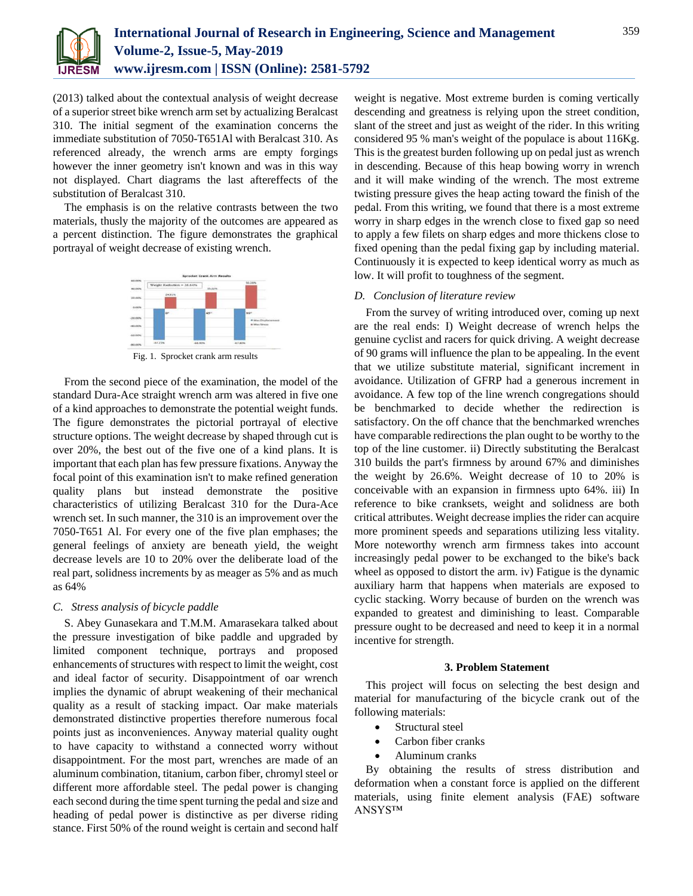(2013) talked about the contextual analysis of weight decrease of a superior street bike wrench arm set by actualizing Beralcast 310. The initial segment of the examination concerns the immediate substitution of 7050-T651Al with Beralcast 310. As referenced already, the wrench arms are empty forgings however the inner geometry isn't known and was in this way not displayed. Chart diagrams the last aftereffects of the substitution of Beralcast 310.

The emphasis is on the relative contrasts between the two materials, thusly the majority of the outcomes are appeared as a percent distinction. The figure demonstrates the graphical portrayal of weight decrease of existing wrench.

Fig. 1. Sprocket crank arm results

From the second piece of the examination, the model of the standard Dura-Ace straight wrench arm was altered in five one of a kind approaches to demonstrate the potential weight funds. The figure demonstrates the pictorial portrayal of elective structure options. The weight decrease by shaped through cut is over 20%, the best out of the five one of a kind plans. It is important that each plan has few pressure fixations. Anyway the focal point of this examination isn't to make refined generation quality plans but instead demonstrate the positive characteristics of utilizing Beralcast 310 for the Dura-Ace wrench set. In such manner, the 310 is an improvement over the 7050-T651 Al. For every one of the five plan emphases; the general feelings of anxiety are beneath yield, the weight decrease levels are 10 to 20% over the deliberate load of the real part, solidness increments by as meager as 5% and as much as 64%

## C. *Stress analysis of bicycle paddle*

S. Abey Gunasekara and T.M.M. Amarasekara talked about the pressure investigation of bike paddle and upgraded by limited component technique, portrays and proposed enhancements of structures with respect to limit the weight, cost and ideal factor of security. Disappointment of oar wrench implies the dynamic of abrupt weakening of their mechanical quality as a result of stacking impact. Oar make materials demonstrated distinctive properties therefore numerous focal points just as inconveniences. Anyway material quality ought to have capacity to withstand a connected worry without disappointment. For the most part, wrenches are made of an aluminum combination, titanium, carbon fiber, chromyl steel or different more affordable steel. The pedal power is changing each second during the time spent turning the pedal and size and heading of pedal power is distinctive as per diverse riding stance. First 50% of the round weight is certain and second half weight is negative. Most extreme burden is coming vertically descending and greatness is relying upon the street condition, slant of the street and just as weight of the rider. In this writing considered 95 % man's weight of the populace is about 116Kg. This is the greatest burden following up on pedal just as wrench in descending. Because of this heap bowing worry in wrench and it will make winding of the wrench. The most extreme twisting pressure gives the heap acting toward the finish of the pedal. From this writing, we found that there is a most extreme worry in sharp edges in the wrench close to fixed gap so need to apply a few filets on sharp edges and more thickens close to fixed opening than the pedal fixing gap by including material. Continuously it is expected to keep identical worry as much as low. It will profit to toughness of the segment.

## D. *Conclusion of literature review*

From the survey of writing introduced over, coming up next are the real ends: I) Weight decrease of wrench helps the genuine cyclist and racers for quick driving. A weight decrease of 90 grams will influence the plan to be appealing. In the event that we utilize substitute material, significant increment in avoidance. Utilization of GFRP had a generous increment in avoidance. A few top of the line wrench congregations should be benchmarked to decide whether the redirection is satisfactory. On the off chance that the benchmarked wrenches have comparable redirections the plan ought to be worthy to the top of the line customer. ii) Directly substituting the Beralcast 310 builds the part's firmness by around 67% and diminishes the weight by 26.6%. Weight decrease of 10 to 20% is conceivable with an expansion in firmness upto 64%. iii) In reference to bike cranksets, weight and solidness are both critical attributes. Weight decrease implies the rider can acquire more prominent speeds and separations utilizing less vitality. More noteworthy wrench arm firmness takes into account increasingly pedal power to be exchanged to the bike's back wheel as opposed to distort the arm. iv) Fatigue is the dynamic auxiliary harm that happens when materials are exposed to cyclic stacking. Worry because of burden on the wrench was expanded to greatest and diminishing to least. Comparable pressure ought to be decreased and need to keep it in a normal incentive for strength.

## 3. Problem Statement

This project will focus on selecting the best design and material for manufacturing of the bicycle crank out of the following materials:

- Structural steel
- Carbon fiber cranks
- Aluminum cranks

By obtaining the results of stress distribution and deformation when a constant force is applied on the different materials, using finite element analysis (FAE) software ANSYS™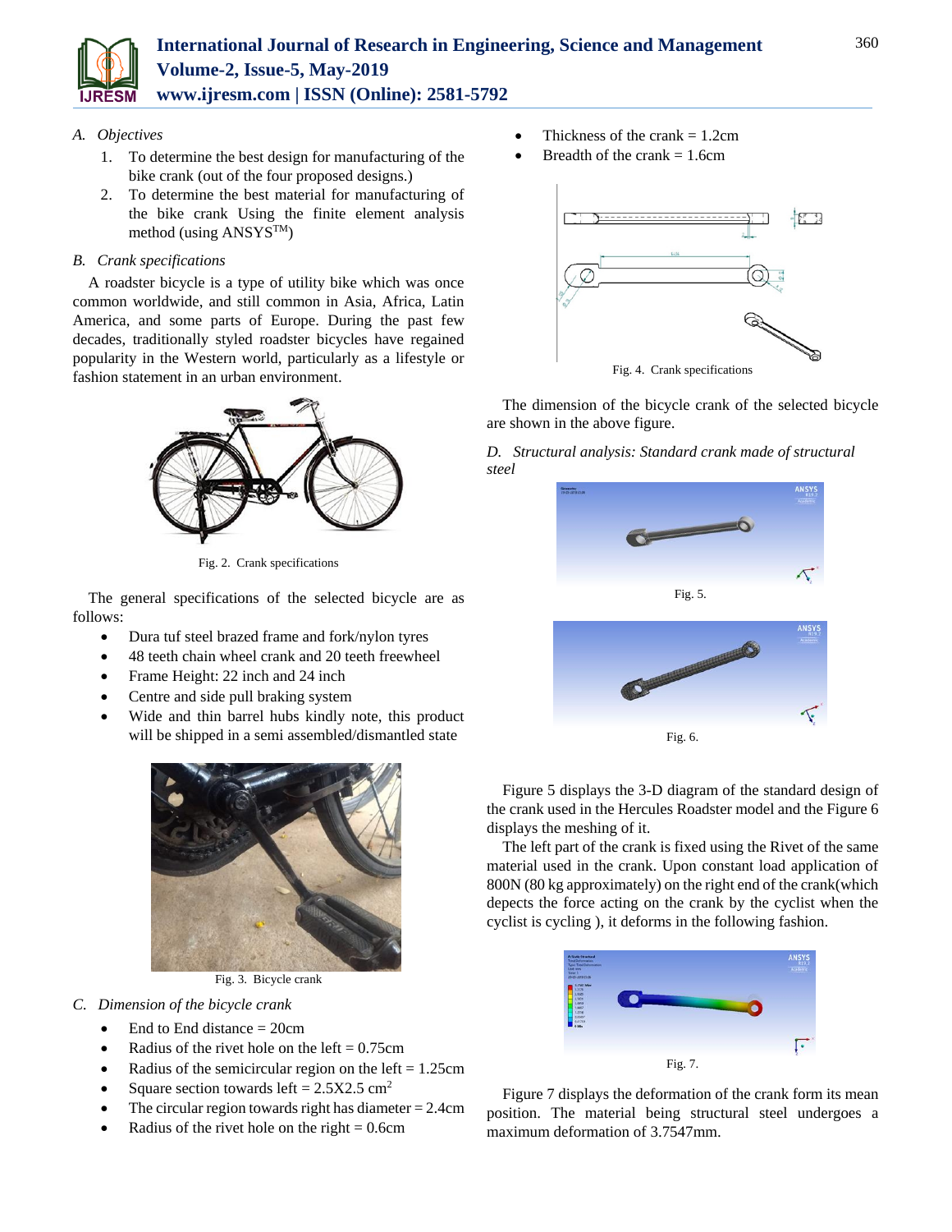### A. *Objectives*

1. To determine the best design for manufacturing of the bike crank (out of the four proposed designs.)
2. To determine the best material for manufacturing of the bike crank Using the finite element analysis method (using ANSYS™)

### B. *Crank specifications*

A roadster bicycle is a type of utility bike which was once common worldwide, and still common in Asia, Africa, Latin America, and some parts of Europe. During the past few decades, traditionally styled roadster bicycles have regained popularity in the Western world, particularly as a lifestyle or fashion statement in an urban environment.

Fig. 2. Crank specifications

The general specifications of the selected bicycle are as follows:

- Dura tuf steel brazed frame and fork/nylon tyres
- 48 teeth chain wheel crank and 20 teeth freewheel
- Frame Height: 22 inch and 24 inch
- Centre and side pull braking system
- Wide and thin barrel hubs kindly note, this product will be shipped in a semi assembled/dismantled state

Fig. 3. Bicycle crank

### C. *Dimension of the bicycle crank*

- End to End distance = 20cm
- Radius of the rivet hole on the left = 0.75cm
- Radius of the semicircular region on the left = 1.25cm
- Square section towards left = 2.5X2.5 cm$^2$
- The circular region towards right has diameter = 2.4cm
- Radius of the rivet hole on the right = 0.6cm
- Thickness of the crank = 1.2cm
- Breadth of the crank = 1.6cm

Fig. 4. Crank specifications

The dimension of the bicycle crank of the selected bicycle are shown in the above figure.

### D. *Structural analysis: Standard crank made of structural steel*

Fig. 5.

Fig. 6.

Figure 5 displays the 3-D diagram of the standard design of the crank used in the Hercules Roadster model and the Figure 6 displays the meshing of it.

The left part of the crank is fixed using the Rivet of the same material used in the crank. Upon constant load application of 800N (80 kg approximately) on the right end of the crank(which depects the force acting on the crank by the cyclist when the cyclist is cycling ), it deforms in the following fashion.

Fig. 7.

Figure 7 displays the deformation of the crank form its mean position. The material being structural steel undergoes a maximum deformation of 3.7547mm.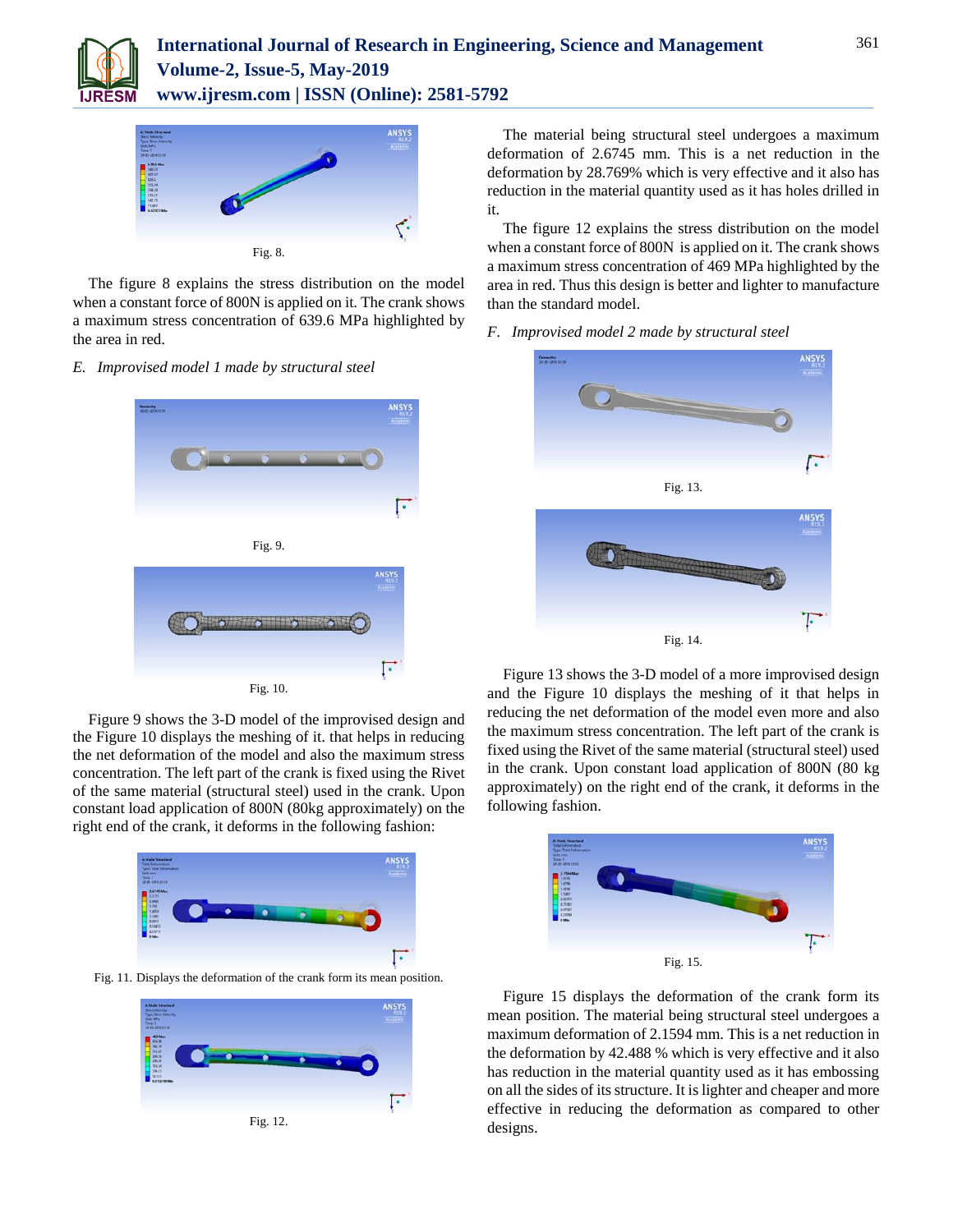Fig. 8.

The figure 8 explains the stress distribution on the model when a constant force of 800N is applied on it. The crank shows a maximum stress concentration of 639.6 MPa highlighted by the area in red.

### *E. Improvised model 1 made by structural steel*

Fig. 9.

Fig. 10.

Figure 9 shows the 3-D model of the improvised design and the Figure 10 displays the meshing of it. that helps in reducing the net deformation of the model and also the maximum stress concentration. The left part of the crank is fixed using the Rivet of the same material (structural steel) used in the crank. Upon constant load application of 800N (80kg approximately) on the right end of the crank, it deforms in the following fashion:

Fig. 11. Displays the deformation of the crank form its mean position.

Fig. 12.

The material being structural steel undergoes a maximum deformation of 2.6745 mm. This is a net reduction in the deformation by 28.769% which is very effective and it also has reduction in the material quantity used as it has holes drilled in it.

The figure 12 explains the stress distribution on the model when a constant force of 800N is applied on it. The crank shows a maximum stress concentration of 469 MPa highlighted by the area in red. Thus this design is better and lighter to manufacture than the standard model.

### *F. Improvised model 2 made by structural steel*

Fig. 13.

Fig. 14.

Figure 13 shows the 3-D model of a more improvised design and the Figure 10 displays the meshing of it that helps in reducing the net deformation of the model even more and also the maximum stress concentration. The left part of the crank is fixed using the Rivet of the same material (structural steel) used in the crank. Upon constant load application of 800N (80 kg approximately) on the right end of the crank, it deforms in the following fashion.

Fig. 15.

Figure 15 displays the deformation of the crank form its mean position. The material being structural steel undergoes a maximum deformation of 2.1594 mm. This is a net reduction in the deformation by 42.488 % which is very effective and it also has reduction in the material quantity used as it has embossing on all the sides of its structure. It is lighter and cheaper and more effective in reducing the deformation as compared to other designs.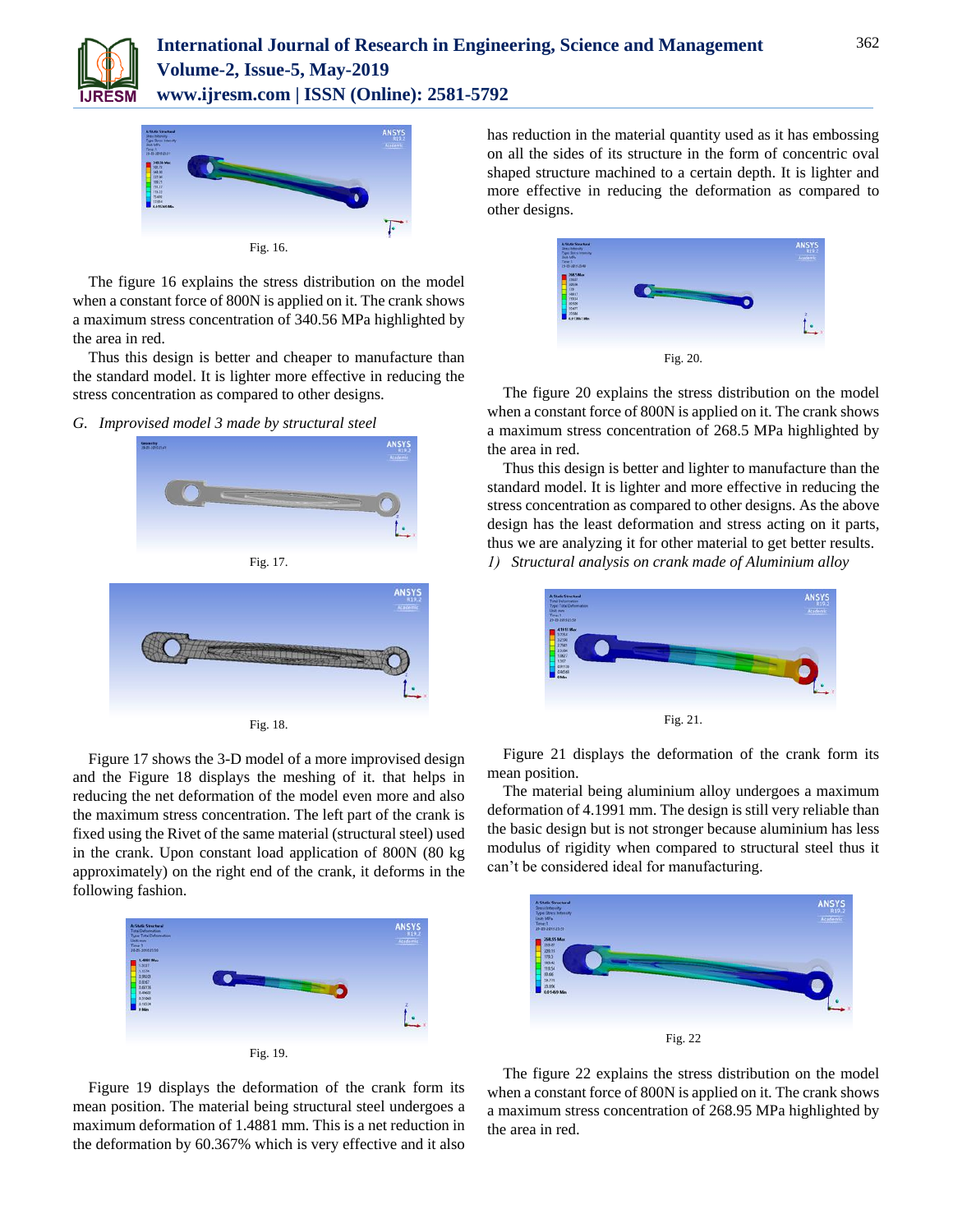Fig. 16.

The figure 16 explains the stress distribution on the model when a constant force of 800N is applied on it. The crank shows a maximum stress concentration of 340.56 MPa highlighted by the area in red.

Thus this design is better and cheaper to manufacture than the standard model. It is lighter more effective in reducing the stress concentration as compared to other designs.

*G. Improvised model 3 made by structural steel*

Fig. 17.

Fig. 18.

Figure 17 shows the 3-D model of a more improvised design and the Figure 18 displays the meshing of it. that helps in reducing the net deformation of the model even more and also the maximum stress concentration. The left part of the crank is fixed using the Rivet of the same material (structural steel) used in the crank. Upon constant load application of 800N (80 kg approximately) on the right end of the crank, it deforms in the following fashion.

Fig. 19.

Figure 19 displays the deformation of the crank form its mean position. The material being structural steel undergoes a maximum deformation of 1.4881 mm. This is a net reduction in the deformation by 60.367% which is very effective and it also has reduction in the material quantity used as it has embossing on all the sides of its structure in the form of concentric oval shaped structure machined to a certain depth. It is lighter and more effective in reducing the deformation as compared to other designs.

Fig. 20.

The figure 20 explains the stress distribution on the model when a constant force of 800N is applied on it. The crank shows a maximum stress concentration of 268.5 MPa highlighted by the area in red.

Thus this design is better and lighter to manufacture than the standard model. It is lighter and more effective in reducing the stress concentration as compared to other designs. As the above design has the least deformation and stress acting on it parts, thus we are analyzing it for other material to get better results.

*1) Structural analysis on crank made of Aluminium alloy*

Fig. 21.

Figure 21 displays the deformation of the crank form its mean position.

The material being aluminium alloy undergoes a maximum deformation of 4.1991 mm. The design is still very reliable than the basic design but is not stronger because aluminium has less modulus of rigidity when compared to structural steel thus it can't be considered ideal for manufacturing.

Fig. 22

The figure 22 explains the stress distribution on the model when a constant force of 800N is applied on it. The crank shows a maximum stress concentration of 268.95 MPa highlighted by the area in red.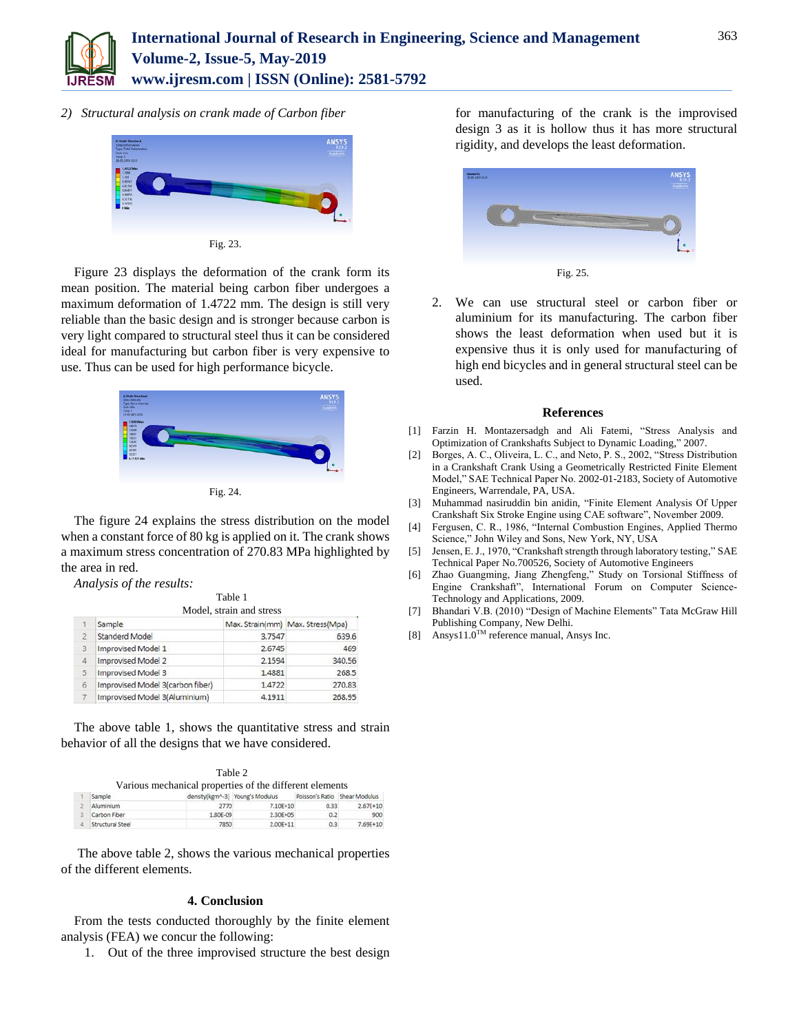*2) Structural analysis on crank made of Carbon fiber*

Fig. 23.

Figure 23 displays the deformation of the crank form its mean position. The material being carbon fiber undergoes a maximum deformation of 1.4722 mm. The design is still very reliable than the basic design and is stronger because carbon is very light compared to structural steel thus it can be considered ideal for manufacturing but carbon fiber is very expensive to use. Thus can be used for high performance bicycle.

Fig. 24.

The figure 24 explains the stress distribution on the model when a constant force of 80 kg is applied on it. The crank shows a maximum stress concentration of 270.83 MPa highlighted by the area in red.

*Analysis of the results:*

Table 1
Model, strain and stress

| | Sample | Max. Strain(mm) | Max. Stress(Mpa) |
|---|---|---|---|
| 2 | Standerd Model | 3.7547 | 639.6 |
| 3 | Improvised Model 1 | 2.6745 | 469 |
| 4 | Improvised Model 2 | 2.1594 | 340.56 |
| 5 | Improvised Model 3 | 1.4881 | 268.5 |
| 6 | Improvised Model 3(carbon fiber) | 1.4722 | 270.83 |
| 7 | Improvised Model 3(Aluminium) | 4.1911 | 268.95 |

The above table 1, shows the quantitative stress and strain behavior of all the designs that we have considered.

Table 2
Various mechanical properties of the different elements

| | Sample | density(kgm^-3) | Young's Modulus | Poisson's Ratio | Shear Modulus |
|---|---|---|---|---|---|
| 2 | Aluminium | 2770 | 7.10E+10 | 0.33 | 2.67E+10 |
| 3 | Carbon Fiber | 1.80E-09 | 2.30E+05 | 0.2 | 900 |
| 4 | Structural Steel | 7850 | 2.00E+11 | 0.3 | 7.69E+10 |

The above table 2, shows the various mechanical properties of the different elements.

## 4. Conclusion

From the tests conducted thoroughly by the finite element analysis (FEA) we concur the following:

1. Out of the three improvised structure the best design for manufacturing of the crank is the improvised design 3 as it is hollow thus it has more structural rigidity, and develops the least deformation.

Fig. 25.

2. We can use structural steel or carbon fiber or aluminium for its manufacturing. The carbon fiber shows the least deformation when used but it is expensive thus it is only used for manufacturing of high end bicycles and in general structural steel can be used.

## References

[1] Farzin H. Montazersadgh and Ali Fatemi, "Stress Analysis and Optimization of Crankshafts Subject to Dynamic Loading," 2007.

[2] Borges, A. C., Oliveira, L. C., and Neto, P. S., 2002, "Stress Distribution in a Crankshaft Crank Using a Geometrically Restricted Finite Element Model," SAE Technical Paper No. 2002-01-2183, Society of Automotive Engineers, Warrendale, PA, USA.

[3] Muhammad nasiruddin bin anidin, "Finite Element Analysis Of Upper Crankshaft Six Stroke Engine using CAE software", November 2009.

[4] Fergusen, C. R., 1986, "Internal Combustion Engines, Applied Thermo Science," John Wiley and Sons, New York, NY, USA

[5] Jensen, E. J., 1970, "Crankshaft strength through laboratory testing," SAE Technical Paper No.700526, Society of Automotive Engineers

[6] Zhao Guangming, Jiang Zhengfeng," Study on Torsional Stiffness of Engine Crankshaft", International Forum on Computer Science-Technology and Applications, 2009.

[7] Bhandari V.B. (2010) "Design of Machine Elements" Tata McGraw Hill Publishing Company, New Delhi.

[8] Ansys11.0™ reference manual, Ansys Inc.